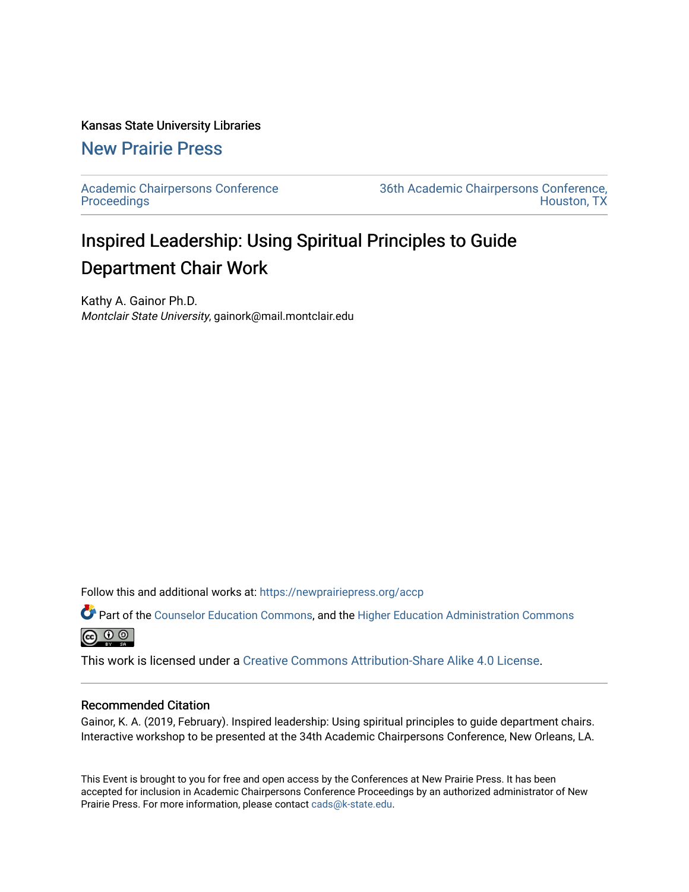Kansas State University Libraries

## New Prairie Press

Academic Chairpersons Conference Proceedings

36th Academic Chairpersons Conference, Houston, TX

# Inspired Leadership: Using Spiritual Principles to Guide Department Chair Work

Kathy A. Gainor Ph.D.
*Montclair State University*, gainork@mail.montclair.edu

Follow this and additional works at: https://newprairiepress.org/accp

Part of the Counselor Education Commons, and the Higher Education Administration Commons

This work is licensed under a Creative Commons Attribution-Share Alike 4.0 License.

### Recommended Citation

Gainor, K. A. (2019, February). Inspired leadership: Using spiritual principles to guide department chairs. Interactive workshop to be presented at the 34th Academic Chairpersons Conference, New Orleans, LA.

This Event is brought to you for free and open access by the Conferences at New Prairie Press. It has been accepted for inclusion in Academic Chairpersons Conference Proceedings by an authorized administrator of New Prairie Press. For more information, please contact cads@k-state.edu.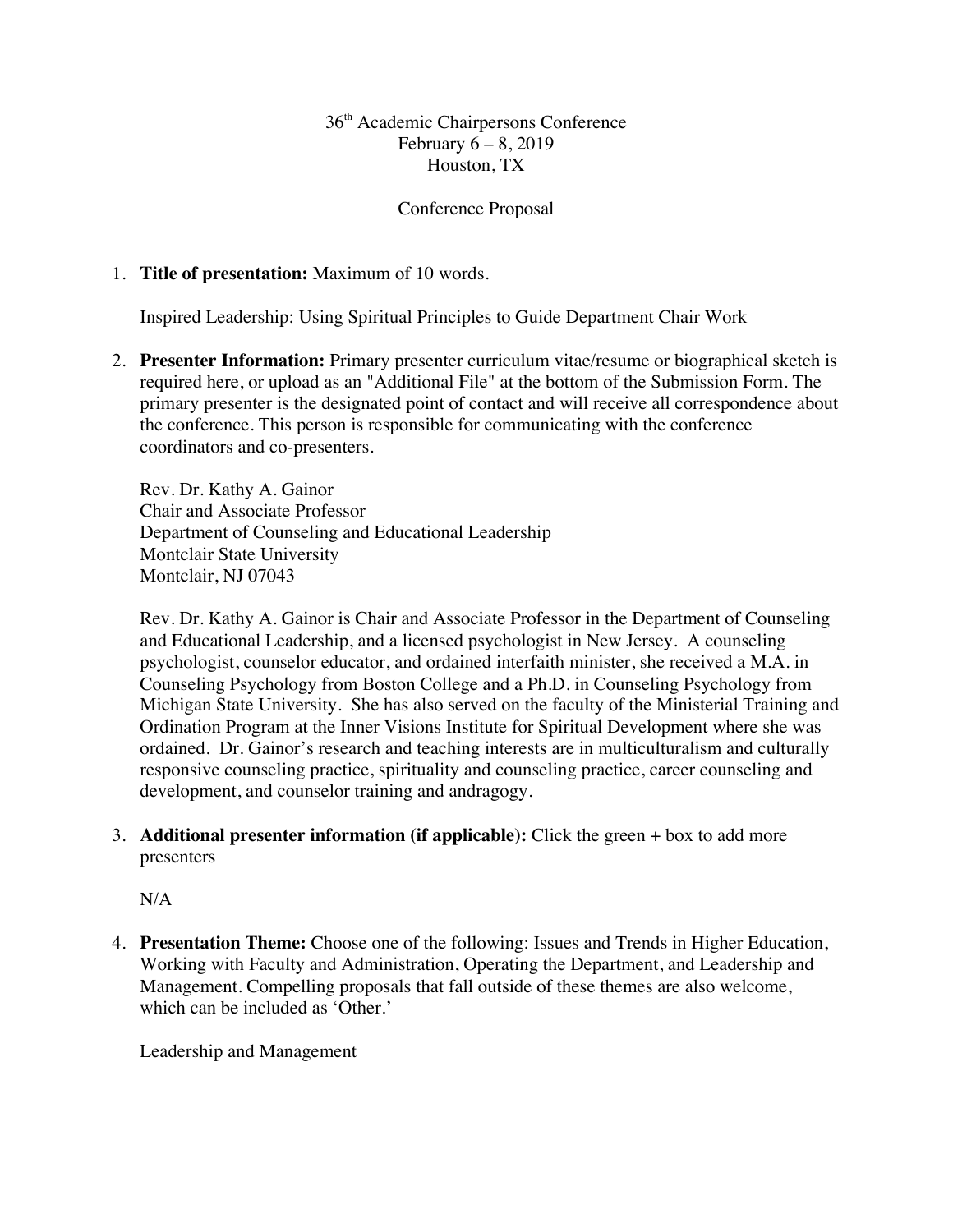36th Academic Chairpersons Conference
February 6 – 8, 2019
Houston, TX

Conference Proposal

1. **Title of presentation:** Maximum of 10 words.

   Inspired Leadership: Using Spiritual Principles to Guide Department Chair Work

2. **Presenter Information:** Primary presenter curriculum vitae/resume or biographical sketch is required here, or upload as an "Additional File" at the bottom of the Submission Form. The primary presenter is the designated point of contact and will receive all correspondence about the conference. This person is responsible for communicating with the conference coordinators and co-presenters.

   Rev. Dr. Kathy A. Gainor
   Chair and Associate Professor
   Department of Counseling and Educational Leadership
   Montclair State University
   Montclair, NJ 07043

   Rev. Dr. Kathy A. Gainor is Chair and Associate Professor in the Department of Counseling and Educational Leadership, and a licensed psychologist in New Jersey. A counseling psychologist, counselor educator, and ordained interfaith minister, she received a M.A. in Counseling Psychology from Boston College and a Ph.D. in Counseling Psychology from Michigan State University. She has also served on the faculty of the Ministerial Training and Ordination Program at the Inner Visions Institute for Spiritual Development where she was ordained. Dr. Gainor's research and teaching interests are in multiculturalism and culturally responsive counseling practice, spirituality and counseling practice, career counseling and development, and counselor training and andragogy.

3. **Additional presenter information (if applicable):** Click the green + box to add more presenters

   N/A

4. **Presentation Theme:** Choose one of the following: Issues and Trends in Higher Education, Working with Faculty and Administration, Operating the Department, and Leadership and Management. Compelling proposals that fall outside of these themes are also welcome, which can be included as 'Other.'

   Leadership and Management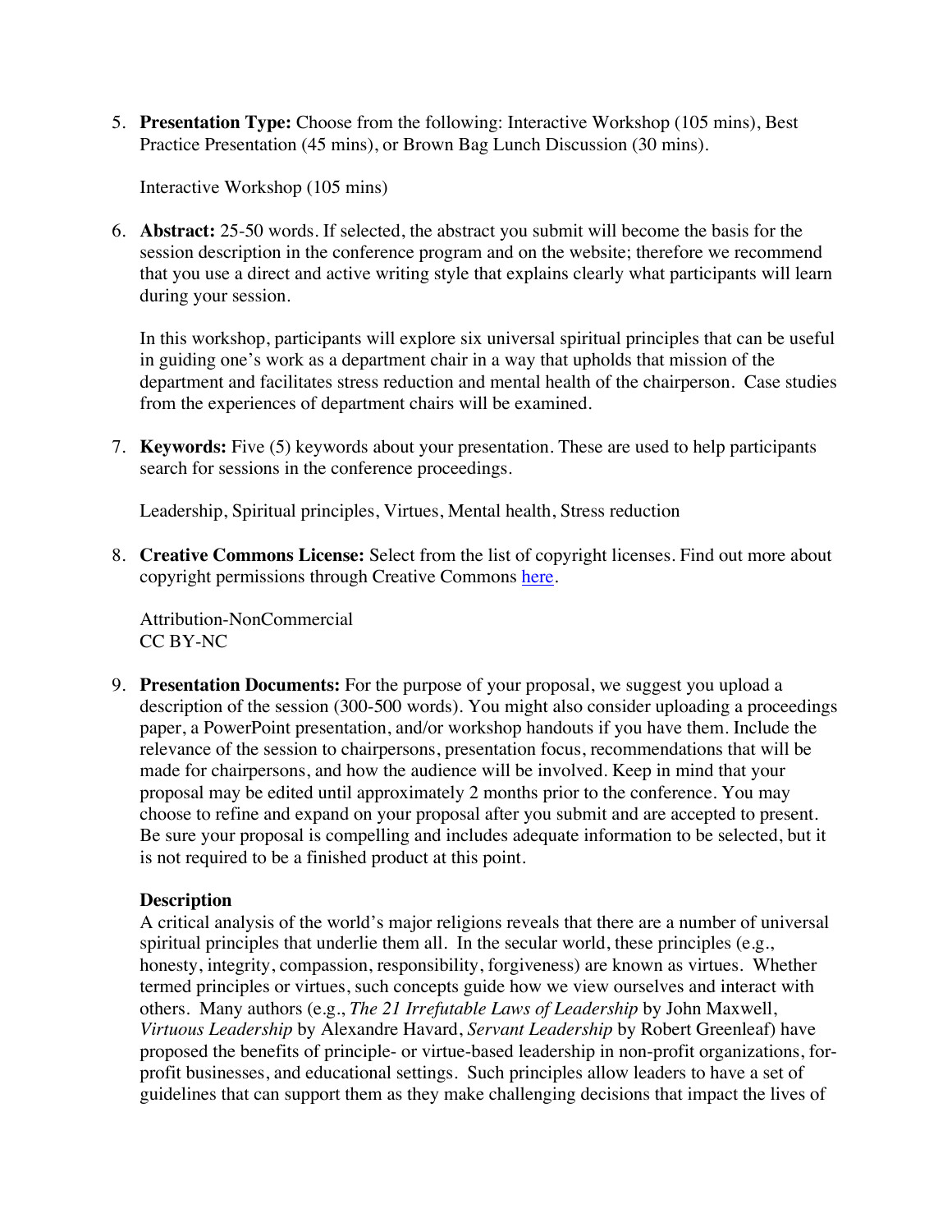5. **Presentation Type:** Choose from the following: Interactive Workshop (105 mins), Best Practice Presentation (45 mins), or Brown Bag Lunch Discussion (30 mins).

   Interactive Workshop (105 mins)

6. **Abstract:** 25-50 words. If selected, the abstract you submit will become the basis for the session description in the conference program and on the website; therefore we recommend that you use a direct and active writing style that explains clearly what participants will learn during your session.

   In this workshop, participants will explore six universal spiritual principles that can be useful in guiding one's work as a department chair in a way that upholds that mission of the department and facilitates stress reduction and mental health of the chairperson. Case studies from the experiences of department chairs will be examined.

7. **Keywords:** Five (5) keywords about your presentation. These are used to help participants search for sessions in the conference proceedings.

   Leadership, Spiritual principles, Virtues, Mental health, Stress reduction

8. **Creative Commons License:** Select from the list of copyright licenses. Find out more about copyright permissions through Creative Commons here.

   Attribution-NonCommercial
   CC BY-NC

9. **Presentation Documents:** For the purpose of your proposal, we suggest you upload a description of the session (300-500 words). You might also consider uploading a proceedings paper, a PowerPoint presentation, and/or workshop handouts if you have them. Include the relevance of the session to chairpersons, presentation focus, recommendations that will be made for chairpersons, and how the audience will be involved. Keep in mind that your proposal may be edited until approximately 2 months prior to the conference. You may choose to refine and expand on your proposal after you submit and are accepted to present. Be sure your proposal is compelling and includes adequate information to be selected, but it is not required to be a finished product at this point.

   **Description**

   A critical analysis of the world's major religions reveals that there are a number of universal spiritual principles that underlie them all. In the secular world, these principles (e.g., honesty, integrity, compassion, responsibility, forgiveness) are known as virtues. Whether termed principles or virtues, such concepts guide how we view ourselves and interact with others. Many authors (e.g., *The 21 Irrefutable Laws of Leadership* by John Maxwell, *Virtuous Leadership* by Alexandre Havard, *Servant Leadership* by Robert Greenleaf) have proposed the benefits of principle- or virtue-based leadership in non-profit organizations, for-profit businesses, and educational settings. Such principles allow leaders to have a set of guidelines that can support them as they make challenging decisions that impact the lives of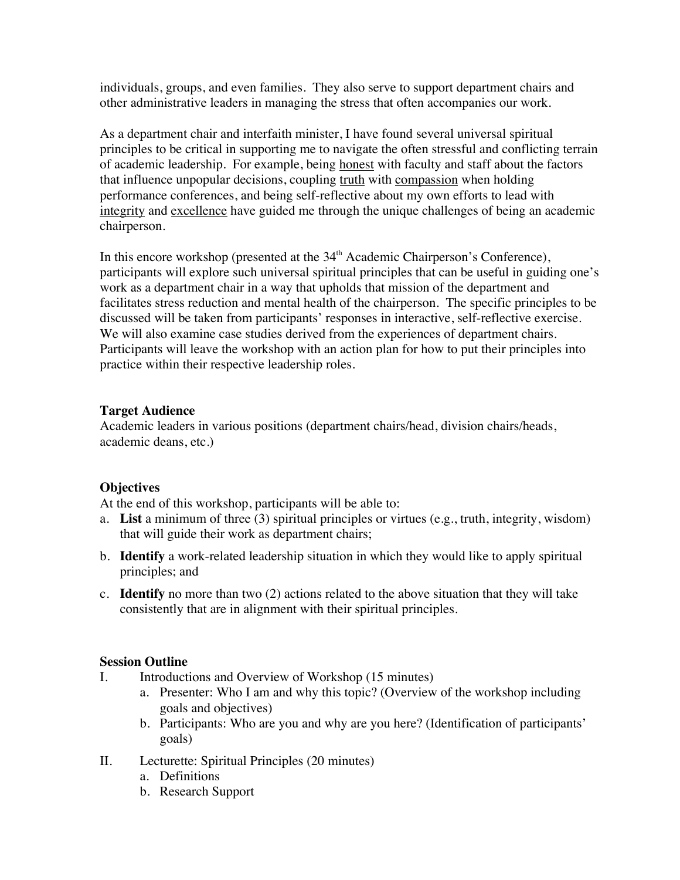individuals, groups, and even families. They also serve to support department chairs and other administrative leaders in managing the stress that often accompanies our work.

As a department chair and interfaith minister, I have found several universal spiritual principles to be critical in supporting me to navigate the often stressful and conflicting terrain of academic leadership. For example, being <u>honest</u> with faculty and staff about the factors that influence unpopular decisions, coupling <u>truth</u> with <u>compassion</u> when holding performance conferences, and being self-reflective about my own efforts to lead with <u>integrity</u> and <u>excellence</u> have guided me through the unique challenges of being an academic chairperson.

In this encore workshop (presented at the 34th Academic Chairperson's Conference), participants will explore such universal spiritual principles that can be useful in guiding one's work as a department chair in a way that upholds that mission of the department and facilitates stress reduction and mental health of the chairperson. The specific principles to be discussed will be taken from participants' responses in interactive, self-reflective exercise. We will also examine case studies derived from the experiences of department chairs. Participants will leave the workshop with an action plan for how to put their principles into practice within their respective leadership roles.

**Target Audience**

Academic leaders in various positions (department chairs/head, division chairs/heads, academic deans, etc.)

**Objectives**

At the end of this workshop, participants will be able to:

a. **List** a minimum of three (3) spiritual principles or virtues (e.g., truth, integrity, wisdom) that will guide their work as department chairs;
b. **Identify** a work-related leadership situation in which they would like to apply spiritual principles; and
c. **Identify** no more than two (2) actions related to the above situation that they will take consistently that are in alignment with their spiritual principles.

**Session Outline**

I. Introductions and Overview of Workshop (15 minutes)
   a. Presenter: Who I am and why this topic? (Overview of the workshop including goals and objectives)
   b. Participants: Who are you and why are you here? (Identification of participants' goals)

II. Lecturette: Spiritual Principles (20 minutes)
   a. Definitions
   b. Research Support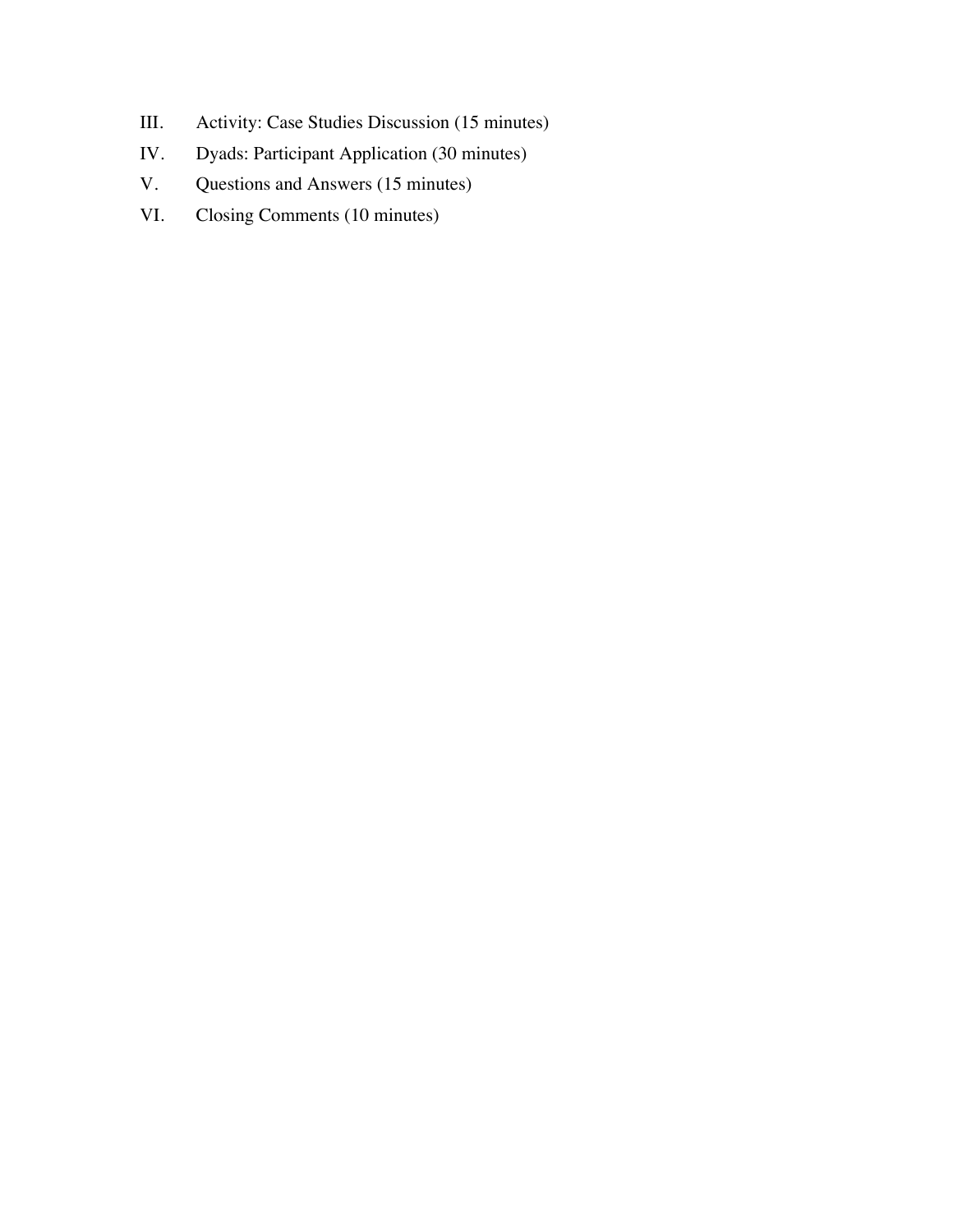III. Activity: Case Studies Discussion (15 minutes)

IV. Dyads: Participant Application (30 minutes)

V. Questions and Answers (15 minutes)

VI. Closing Comments (10 minutes)